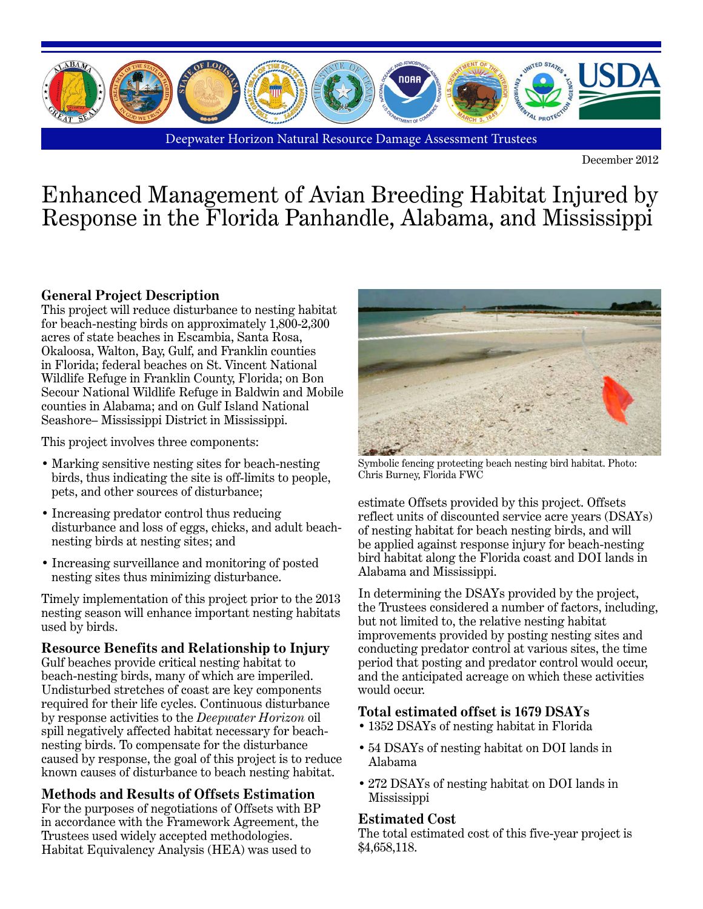Deepwater Horizon Natural Resource Damage Assessment Trustees

December 2012

# Enhanced Management of Avian Breeding Habitat Injured by Response in the Florida Panhandle, Alabama, and Mississippi

## General Project Description

This project will reduce disturbance to nesting habitat for beach-nesting birds on approximately 1,800-2,300 acres of state beaches in Escambia, Santa Rosa, Okaloosa, Walton, Bay, Gulf, and Franklin counties in Florida; federal beaches on St. Vincent National Wildlife Refuge in Franklin County, Florida; on Bon Secour National Wildlife Refuge in Baldwin and Mobile counties in Alabama; and on Gulf Island National Seashore– Mississippi District in Mississippi.

This project involves three components:

- Marking sensitive nesting sites for beach-nesting birds, thus indicating the site is off-limits to people, pets, and other sources of disturbance;
- Increasing predator control thus reducing disturbance and loss of eggs, chicks, and adult beach-nesting birds at nesting sites; and
- Increasing surveillance and monitoring of posted nesting sites thus minimizing disturbance.

Timely implementation of this project prior to the 2013 nesting season will enhance important nesting habitats used by birds.

## Resource Benefits and Relationship to Injury

Gulf beaches provide critical nesting habitat to beach-nesting birds, many of which are imperiled. Undisturbed stretches of coast are key components required for their life cycles. Continuous disturbance by response activities to the *Deepwater Horizon* oil spill negatively affected habitat necessary for beach-nesting birds. To compensate for the disturbance caused by response, the goal of this project is to reduce known causes of disturbance to beach nesting habitat.

## Methods and Results of Offsets Estimation

For the purposes of negotiations of Offsets with BP in accordance with the Framework Agreement, the Trustees used widely accepted methodologies. Habitat Equivalency Analysis (HEA) was used to estimate Offsets provided by this project. Offsets reflect units of discounted service acre years (DSAYs) of nesting habitat for beach nesting birds, and will be applied against response injury for beach-nesting bird habitat along the Florida coast and DOI lands in Alabama and Mississippi.

Symbolic fencing protecting beach nesting bird habitat. Photo: Chris Burney, Florida FWC

In determining the DSAYs provided by the project, the Trustees considered a number of factors, including, but not limited to, the relative nesting habitat improvements provided by posting nesting sites and conducting predator control at various sites, the time period that posting and predator control would occur, and the anticipated acreage on which these activities would occur.

## Total estimated offset is 1679 DSAYs

- 1352 DSAYs of nesting habitat in Florida
- 54 DSAYs of nesting habitat on DOI lands in Alabama
- 272 DSAYs of nesting habitat on DOI lands in Mississippi

## Estimated Cost

The total estimated cost of this five-year project is $4,658,118.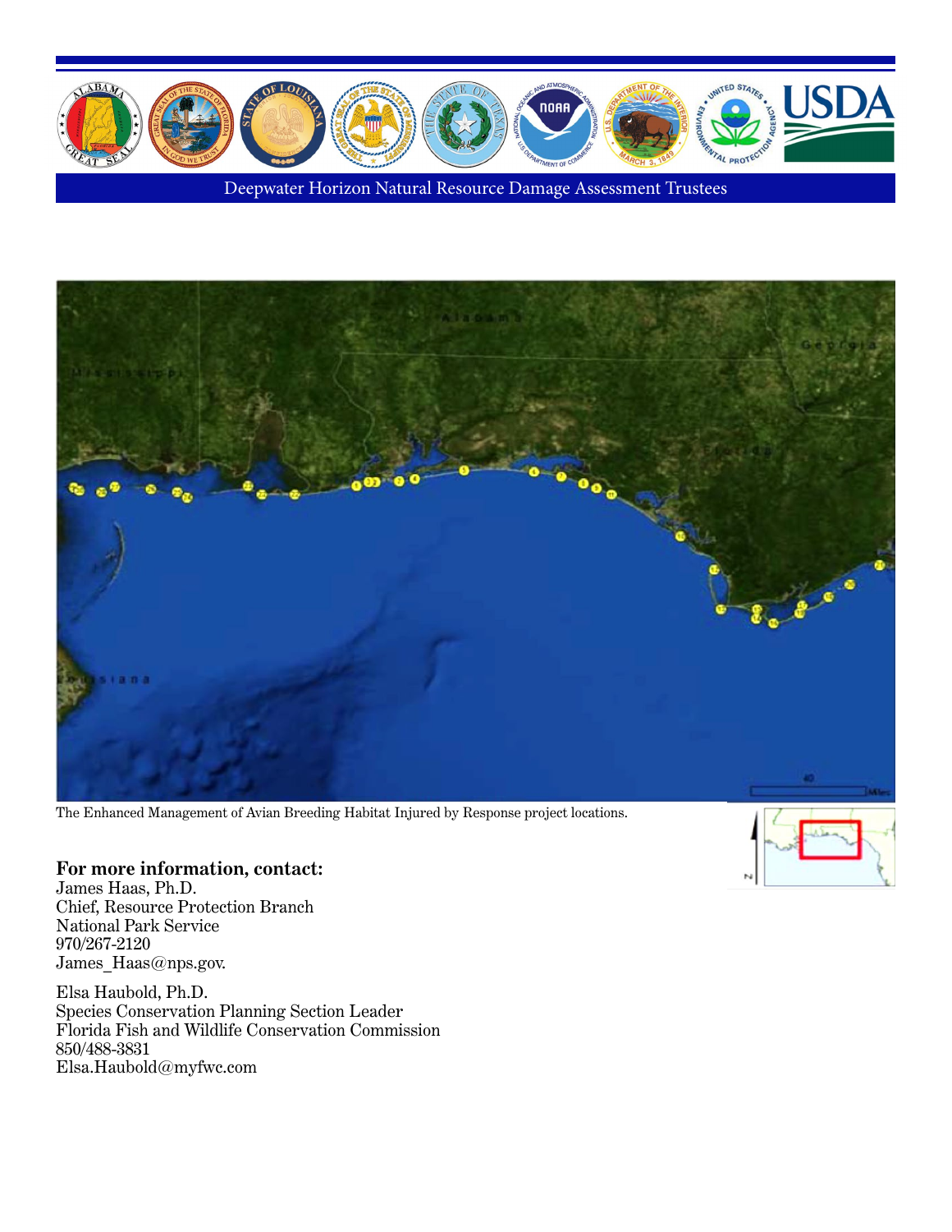Deepwater Horizon Natural Resource Damage Assessment Trustees

The Enhanced Management of Avian Breeding Habitat Injured by Response project locations.

**For more information, contact:**

James Haas, Ph.D.
Chief, Resource Protection Branch
National Park Service
970/267-2120
James_Haas@nps.gov.

Elsa Haubold, Ph.D.
Species Conservation Planning Section Leader
Florida Fish and Wildlife Conservation Commission
850/488-3831
Elsa.Haubold@myfwc.com